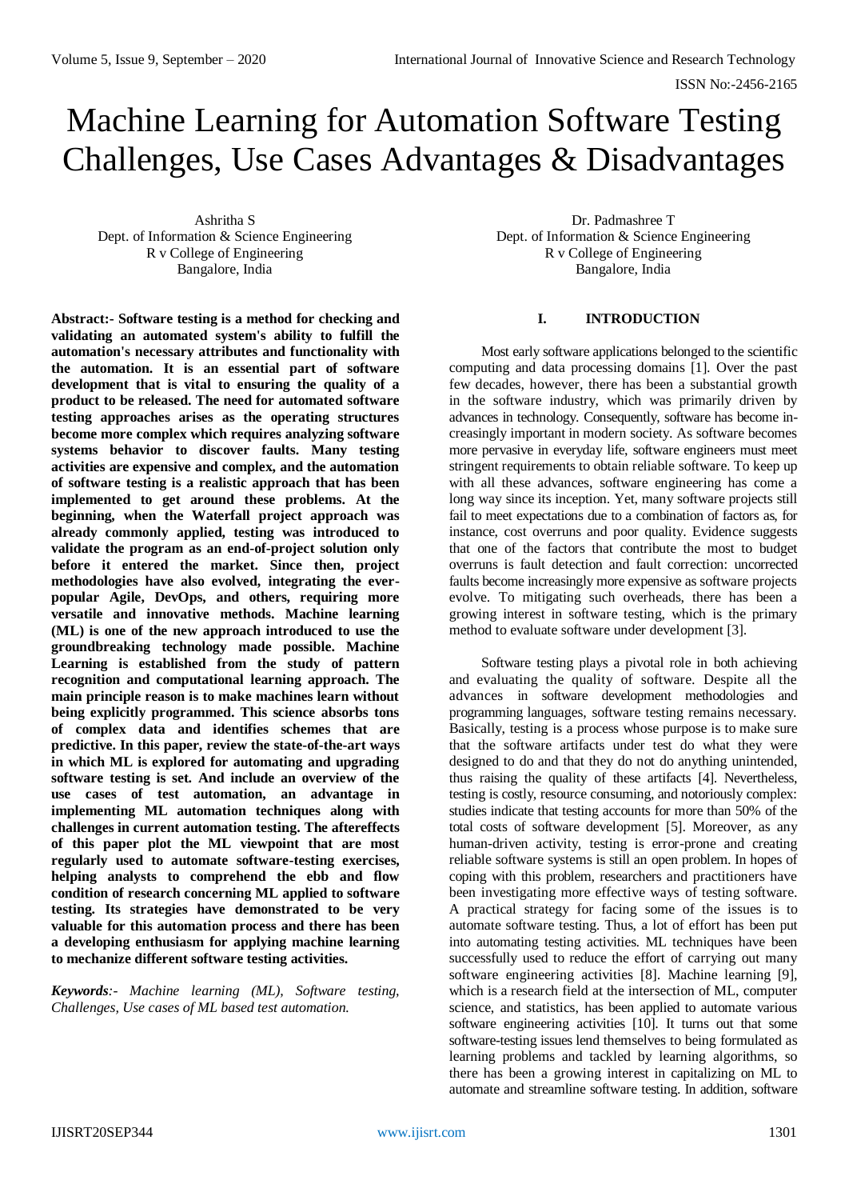# Machine Learning for Automation Software Testing Challenges, Use Cases Advantages & Disadvantages

Ashritha S
Dept. of Information & Science Engineering
R v College of Engineering
Bangalore, India

Dr. Padmashree T
Dept. of Information & Science Engineering
R v College of Engineering
Bangalore, India

**Abstract:- Software testing is a method for checking and validating an automated system's ability to fulfill the automation's necessary attributes and functionality with the automation. It is an essential part of software development that is vital to ensuring the quality of a product to be released. The need for automated software testing approaches arises as the operating structures become more complex which requires analyzing software systems behavior to discover faults. Many testing activities are expensive and complex, and the automation of software testing is a realistic approach that has been implemented to get around these problems. At the beginning, when the Waterfall project approach was already commonly applied, testing was introduced to validate the program as an end-of-project solution only before it entered the market. Since then, project methodologies have also evolved, integrating the ever-popular Agile, DevOps, and others, requiring more versatile and innovative methods. Machine learning (ML) is one of the new approach introduced to use the groundbreaking technology made possible. Machine Learning is established from the study of pattern recognition and computational learning approach. The main principle reason is to make machines learn without being explicitly programmed. This science absorbs tons of complex data and identifies schemes that are predictive. In this paper, review the state-of-the-art ways in which ML is explored for automating and upgrading software testing is set. And include an overview of the use cases of test automation, an advantage in implementing ML automation techniques along with challenges in current automation testing. The aftereffects of this paper plot the ML viewpoint that are most regularly used to automate software-testing exercises, helping analysts to comprehend the ebb and flow condition of research concerning ML applied to software testing. Its strategies have demonstrated to be very valuable for this automation process and there has been a developing enthusiasm for applying machine learning to mechanize different software testing activities.**

***Keywords**:- Machine learning (ML), Software testing, Challenges, Use cases of ML based test automation.*

## I. INTRODUCTION

Most early software applications belonged to the scientific computing and data processing domains [1]. Over the past few decades, however, there has been a substantial growth in the software industry, which was primarily driven by advances in technology. Consequently, software has become increasingly important in modern society. As software becomes more pervasive in everyday life, software engineers must meet stringent requirements to obtain reliable software. To keep up with all these advances, software engineering has come a long way since its inception. Yet, many software projects still fail to meet expectations due to a combination of factors as, for instance, cost overruns and poor quality. Evidence suggests that one of the factors that contribute the most to budget overruns is fault detection and fault correction: uncorrected faults become increasingly more expensive as software projects evolve. To mitigating such overheads, there has been a growing interest in software testing, which is the primary method to evaluate software under development [3].

Software testing plays a pivotal role in both achieving and evaluating the quality of software. Despite all the advances in software development methodologies and programming languages, software testing remains necessary. Basically, testing is a process whose purpose is to make sure that the software artifacts under test do what they were designed to do and that they do not do anything unintended, thus raising the quality of these artifacts [4]. Nevertheless, testing is costly, resource consuming, and notoriously complex: studies indicate that testing accounts for more than 50% of the total costs of software development [5]. Moreover, as any human-driven activity, testing is error-prone and creating reliable software systems is still an open problem. In hopes of coping with this problem, researchers and practitioners have been investigating more effective ways of testing software. A practical strategy for facing some of the issues is to automate software testing. Thus, a lot of effort has been put into automating testing activities. ML techniques have been successfully used to reduce the effort of carrying out many software engineering activities [8]. Machine learning [9], which is a research field at the intersection of ML, computer science, and statistics, has been applied to automate various software engineering activities [10]. It turns out that some software-testing issues lend themselves to being formulated as learning problems and tackled by learning algorithms, so there has been a growing interest in capitalizing on ML to automate and streamline software testing. In addition, software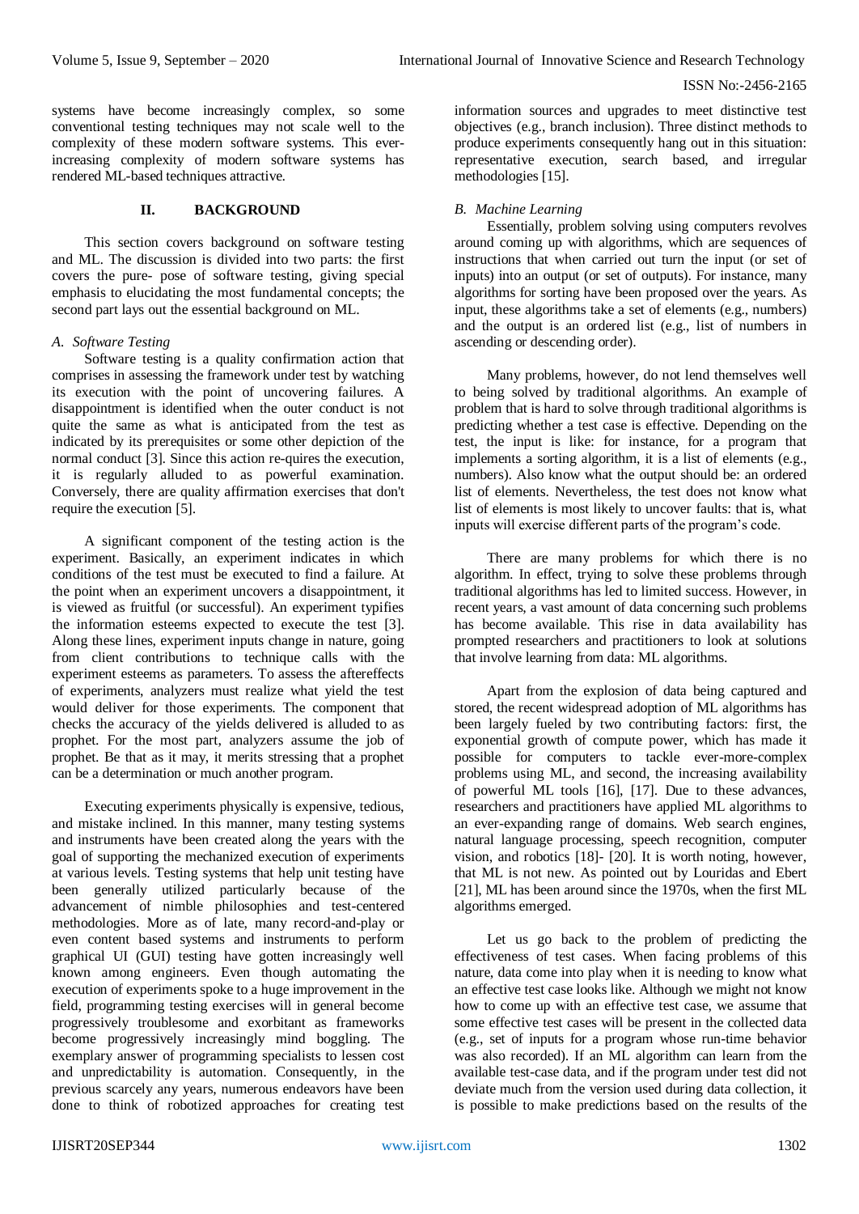systems have become increasingly complex, so some conventional testing techniques may not scale well to the complexity of these modern software systems. This ever-increasing complexity of modern software systems has rendered ML-based techniques attractive.

## II. BACKGROUND

This section covers background on software testing and ML. The discussion is divided into two parts: the first covers the pure- pose of software testing, giving special emphasis to elucidating the most fundamental concepts; the second part lays out the essential background on ML.

### *A. Software Testing*

Software testing is a quality confirmation action that comprises in assessing the framework under test by watching its execution with the point of uncovering failures. A disappointment is identified when the outer conduct is not quite the same as what is anticipated from the test as indicated by its prerequisites or some other depiction of the normal conduct [3]. Since this action re-quires the execution, it is regularly alluded to as powerful examination. Conversely, there are quality affirmation exercises that don't require the execution [5].

A significant component of the testing action is the experiment. Basically, an experiment indicates in which conditions of the test must be executed to find a failure. At the point when an experiment uncovers a disappointment, it is viewed as fruitful (or successful). An experiment typifies the information esteems expected to execute the test [3]. Along these lines, experiment inputs change in nature, going from client contributions to technique calls with the experiment esteems as parameters. To assess the aftereffects of experiments, analyzers must realize what yield the test would deliver for those experiments. The component that checks the accuracy of the yields delivered is alluded to as prophet. For the most part, analyzers assume the job of prophet. Be that as it may, it merits stressing that a prophet can be a determination or much another program.

Executing experiments physically is expensive, tedious, and mistake inclined. In this manner, many testing systems and instruments have been created along the years with the goal of supporting the mechanized execution of experiments at various levels. Testing systems that help unit testing have been generally utilized particularly because of the advancement of nimble philosophies and test-centered methodologies. More as of late, many record-and-play or even content based systems and instruments to perform graphical UI (GUI) testing have gotten increasingly well known among engineers. Even though automating the execution of experiments spoke to a huge improvement in the field, programming testing exercises will in general become progressively troublesome and exorbitant as frameworks become progressively increasingly mind boggling. The exemplary answer of programming specialists to lessen cost and unpredictability is automation. Consequently, in the previous scarcely any years, numerous endeavors have been done to think of robotized approaches for creating test information sources and upgrades to meet distinctive test objectives (e.g., branch inclusion). Three distinct methods to produce experiments consequently hang out in this situation: representative execution, search based, and irregular methodologies [15].

### *B. Machine Learning*

Essentially, problem solving using computers revolves around coming up with algorithms, which are sequences of instructions that when carried out turn the input (or set of inputs) into an output (or set of outputs). For instance, many algorithms for sorting have been proposed over the years. As input, these algorithms take a set of elements (e.g., numbers) and the output is an ordered list (e.g., list of numbers in ascending or descending order).

Many problems, however, do not lend themselves well to being solved by traditional algorithms. An example of problem that is hard to solve through traditional algorithms is predicting whether a test case is effective. Depending on the test, the input is like: for instance, for a program that implements a sorting algorithm, it is a list of elements (e.g., numbers). Also know what the output should be: an ordered list of elements. Nevertheless, the test does not know what list of elements is most likely to uncover faults: that is, what inputs will exercise different parts of the program's code.

There are many problems for which there is no algorithm. In effect, trying to solve these problems through traditional algorithms has led to limited success. However, in recent years, a vast amount of data concerning such problems has become available. This rise in data availability has prompted researchers and practitioners to look at solutions that involve learning from data: ML algorithms.

Apart from the explosion of data being captured and stored, the recent widespread adoption of ML algorithms has been largely fueled by two contributing factors: first, the exponential growth of compute power, which has made it possible for computers to tackle ever-more-complex problems using ML, and second, the increasing availability of powerful ML tools [16], [17]. Due to these advances, researchers and practitioners have applied ML algorithms to an ever-expanding range of domains. Web search engines, natural language processing, speech recognition, computer vision, and robotics [18]- [20]. It is worth noting, however, that ML is not new. As pointed out by Louridas and Ebert [21], ML has been around since the 1970s, when the first ML algorithms emerged.

Let us go back to the problem of predicting the effectiveness of test cases. When facing problems of this nature, data come into play when it is needing to know what an effective test case looks like. Although we might not know how to come up with an effective test case, we assume that some effective test cases will be present in the collected data (e.g., set of inputs for a program whose run-time behavior was also recorded). If an ML algorithm can learn from the available test-case data, and if the program under test did not deviate much from the version used during data collection, it is possible to make predictions based on the results of the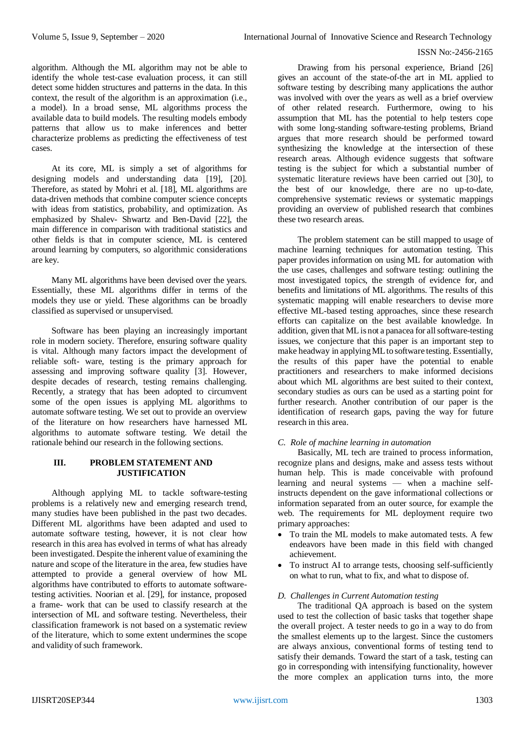algorithm. Although the ML algorithm may not be able to identify the whole test-case evaluation process, it can still detect some hidden structures and patterns in the data. In this context, the result of the algorithm is an approximation (i.e., a model). In a broad sense, ML algorithms process the available data to build models. The resulting models embody patterns that allow us to make inferences and better characterize problems as predicting the effectiveness of test cases.

At its core, ML is simply a set of algorithms for designing models and understanding data [19], [20]. Therefore, as stated by Mohri et al. [18], ML algorithms are data-driven methods that combine computer science concepts with ideas from statistics, probability, and optimization. As emphasized by Shalev- Shwartz and Ben-David [22], the main difference in comparison with traditional statistics and other fields is that in computer science, ML is centered around learning by computers, so algorithmic considerations are key.

Many ML algorithms have been devised over the years. Essentially, these ML algorithms differ in terms of the models they use or yield. These algorithms can be broadly classified as supervised or unsupervised.

Software has been playing an increasingly important role in modern society. Therefore, ensuring software quality is vital. Although many factors impact the development of reliable soft- ware, testing is the primary approach for assessing and improving software quality [3]. However, despite decades of research, testing remains challenging. Recently, a strategy that has been adopted to circumvent some of the open issues is applying ML algorithms to automate software testing. We set out to provide an overview of the literature on how researchers have harnessed ML algorithms to automate software testing. We detail the rationale behind our research in the following sections.

## III. PROBLEM STATEMENT AND JUSTIFICATION

Although applying ML to tackle software-testing problems is a relatively new and emerging research trend, many studies have been published in the past two decades. Different ML algorithms have been adapted and used to automate software testing, however, it is not clear how research in this area has evolved in terms of what has already been investigated. Despite the inherent value of examining the nature and scope of the literature in the area, few studies have attempted to provide a general overview of how ML algorithms have contributed to efforts to automate software-testing activities. Noorian et al. [29], for instance, proposed a frame- work that can be used to classify research at the intersection of ML and software testing. Nevertheless, their classification framework is not based on a systematic review of the literature, which to some extent undermines the scope and validity of such framework.

Drawing from his personal experience, Briand [26] gives an account of the state-of-the art in ML applied to software testing by describing many applications the author was involved with over the years as well as a brief overview of other related research. Furthermore, owing to his assumption that ML has the potential to help testers cope with some long-standing software-testing problems, Briand argues that more research should be performed toward synthesizing the knowledge at the intersection of these research areas. Although evidence suggests that software testing is the subject for which a substantial number of systematic literature reviews have been carried out [30], to the best of our knowledge, there are no up-to-date, comprehensive systematic reviews or systematic mappings providing an overview of published research that combines these two research areas.

The problem statement can be still mapped to usage of machine learning techniques for automation testing. This paper provides information on using ML for automation with the use cases, challenges and software testing: outlining the most investigated topics, the strength of evidence for, and benefits and limitations of ML algorithms. The results of this systematic mapping will enable researchers to devise more effective ML-based testing approaches, since these research efforts can capitalize on the best available knowledge. In addition, given that ML is not a panacea for all software-testing issues, we conjecture that this paper is an important step to make headway in applying ML to software testing. Essentially, the results of this paper have the potential to enable practitioners and researchers to make informed decisions about which ML algorithms are best suited to their context, secondary studies as ours can be used as a starting point for further research. Another contribution of our paper is the identification of research gaps, paving the way for future research in this area.

### *C. Role of machine learning in automation*

Basically, ML tech are trained to process information, recognize plans and designs, make and assess tests without human help. This is made conceivable with profound learning and neural systems — when a machine self-instructs dependent on the gave informational collections or information separated from an outer source, for example the web. The requirements for ML deployment require two primary approaches:

- To train the ML models to make automated tests. A few endeavors have been made in this field with changed achievement.
- To instruct AI to arrange tests, choosing self-sufficiently on what to run, what to fix, and what to dispose of.

### *D. Challenges in Current Automation testing*

The traditional QA approach is based on the system used to test the collection of basic tasks that together shape the overall project. A tester needs to go in a way to do from the smallest elements up to the largest. Since the customers are always anxious, conventional forms of testing tend to satisfy their demands. Toward the start of a task, testing can go in corresponding with intensifying functionality, however the more complex an application turns into, the more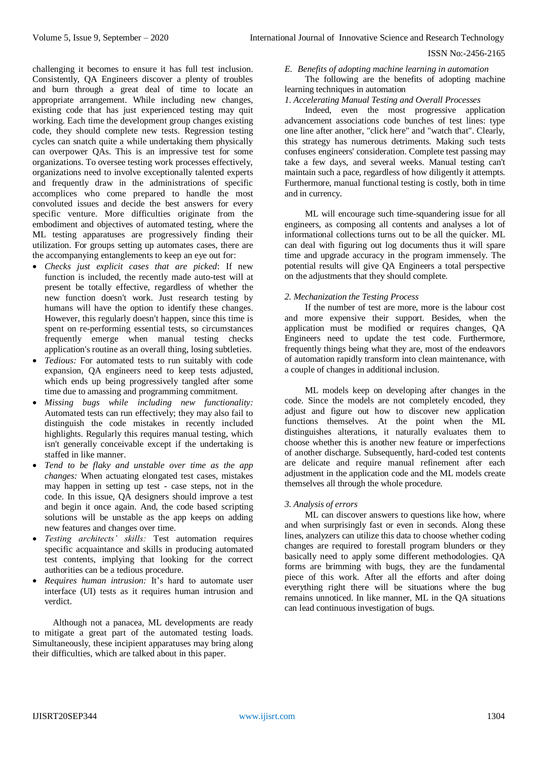challenging it becomes to ensure it has full test inclusion. Consistently, QA Engineers discover a plenty of troubles and burn through a great deal of time to locate an appropriate arrangement. While including new changes, existing code that has just experienced testing may quit working. Each time the development group changes existing code, they should complete new tests. Regression testing cycles can snatch quite a while undertaking them physically can overpower QAs. This is an impressive test for some organizations. To oversee testing work processes effectively, organizations need to involve exceptionally talented experts and frequently draw in the administrations of specific accomplices who come prepared to handle the most convoluted issues and decide the best answers for every specific venture. More difficulties originate from the embodiment and objectives of automated testing, where the ML testing apparatuses are progressively finding their utilization. For groups setting up automates cases, there are the accompanying entanglements to keep an eye out for:

- *Checks just explicit cases that are picked*: If new function is included, the recently made auto-test will at present be totally effective, regardless of whether the new function doesn't work. Just research testing by humans will have the option to identify these changes. However, this regularly doesn't happen, since this time is spent on re-performing essential tests, so circumstances frequently emerge when manual testing checks application's routine as an overall thing, losing subtleties.
- *Tedious:* For automated tests to run suitably with code expansion, QA engineers need to keep tests adjusted, which ends up being progressively tangled after some time due to amassing and programming commitment.
- *Missing bugs while including new functionality:* Automated tests can run effectively; they may also fail to distinguish the code mistakes in recently included highlights. Regularly this requires manual testing, which isn't generally conceivable except if the undertaking is staffed in like manner.
- *Tend to be flaky and unstable over time as the app changes:* When actuating elongated test cases, mistakes may happen in setting up test - case steps, not in the code. In this issue, QA designers should improve a test and begin it once again. And, the code based scripting solutions will be unstable as the app keeps on adding new features and changes over time.
- *Testing architects' skills:* Test automation requires specific acquaintance and skills in producing automated test contents, implying that looking for the correct authorities can be a tedious procedure.
- *Requires human intrusion:* It's hard to automate user interface (UI) tests as it requires human intrusion and verdict.

Although not a panacea, ML developments are ready to mitigate a great part of the automated testing loads. Simultaneously, these incipient apparatuses may bring along their difficulties, which are talked about in this paper.

### *E. Benefits of adopting machine learning in automation*

The following are the benefits of adopting machine learning techniques in automation

#### *1. Accelerating Manual Testing and Overall Processes*

Indeed, even the most progressive application advancement associations code bunches of test lines: type one line after another, "click here" and "watch that". Clearly, this strategy has numerous detriments. Making such tests confuses engineers' consideration. Complete test passing may take a few days, and several weeks. Manual testing can't maintain such a pace, regardless of how diligently it attempts. Furthermore, manual functional testing is costly, both in time and in currency.

ML will encourage such time-squandering issue for all engineers, as composing all contents and analyses a lot of informational collections turns out to be all the quicker. ML can deal with figuring out log documents thus it will spare time and upgrade accuracy in the program immensely. The potential results will give QA Engineers a total perspective on the adjustments that they should complete.

#### *2. Mechanization the Testing Process*

If the number of test are more, more is the labour cost and more expensive their support. Besides, when the application must be modified or requires changes, QA Engineers need to update the test code. Furthermore, frequently things being what they are, most of the endeavors of automation rapidly transform into clean maintenance, with a couple of changes in additional inclusion.

ML models keep on developing after changes in the code. Since the models are not completely encoded, they adjust and figure out how to discover new application functions themselves. At the point when the ML distinguishes alterations, it naturally evaluates them to choose whether this is another new feature or imperfections of another discharge. Subsequently, hard-coded test contents are delicate and require manual refinement after each adjustment in the application code and the ML models create themselves all through the whole procedure.

#### *3. Analysis of errors*

ML can discover answers to questions like how, where and when surprisingly fast or even in seconds. Along these lines, analyzers can utilize this data to choose whether coding changes are required to forestall program blunders or they basically need to apply some different methodologies. QA forms are brimming with bugs, they are the fundamental piece of this work. After all the efforts and after doing everything right there will be situations where the bug remains unnoticed. In like manner, ML in the QA situations can lead continuous investigation of bugs.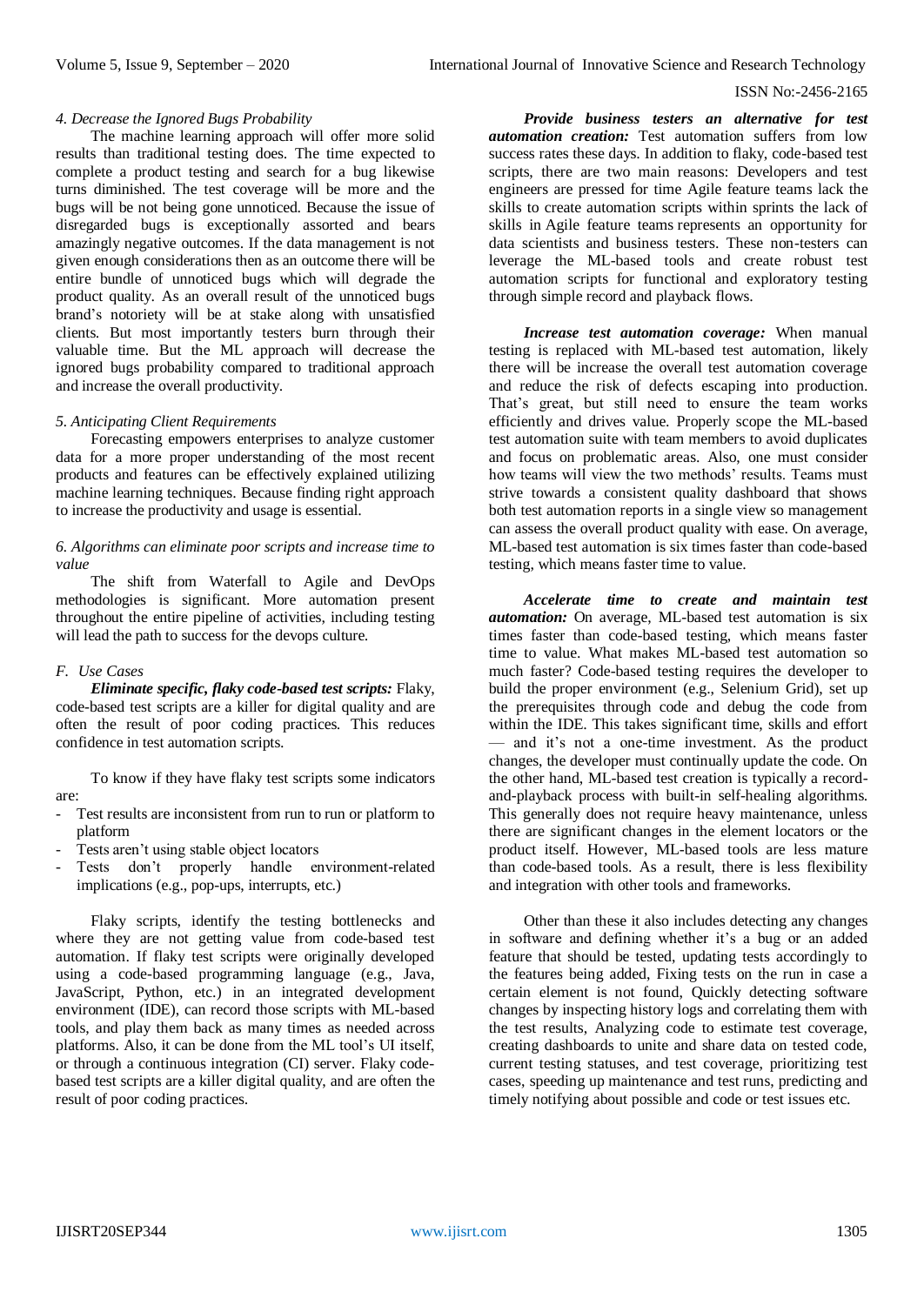### *4. Decrease the Ignored Bugs Probability*

The machine learning approach will offer more solid results than traditional testing does. The time expected to complete a product testing and search for a bug likewise turns diminished. The test coverage will be more and the bugs will be not being gone unnoticed. Because the issue of disregarded bugs is exceptionally assorted and bears amazingly negative outcomes. If the data management is not given enough considerations then as an outcome there will be entire bundle of unnoticed bugs which will degrade the product quality. As an overall result of the unnoticed bugs brand's notoriety will be at stake along with unsatisfied clients. But most importantly testers burn through their valuable time. But the ML approach will decrease the ignored bugs probability compared to traditional approach and increase the overall productivity.

### *5. Anticipating Client Requirements*

Forecasting empowers enterprises to analyze customer data for a more proper understanding of the most recent products and features can be effectively explained utilizing machine learning techniques. Because finding right approach to increase the productivity and usage is essential.

### *6. Algorithms can eliminate poor scripts and increase time to value*

The shift from Waterfall to Agile and DevOps methodologies is significant. More automation present throughout the entire pipeline of activities, including testing will lead the path to success for the devops culture.

## *F. Use Cases*

***Eliminate specific, flaky code-based test scripts:*** Flaky, code-based test scripts are a killer for digital quality and are often the result of poor coding practices. This reduces confidence in test automation scripts.

To know if they have flaky test scripts some indicators are:

- Test results are inconsistent from run to run or platform to platform
- Tests aren't using stable object locators
- Tests don't properly handle environment-related implications (e.g., pop-ups, interrupts, etc.)

Flaky scripts, identify the testing bottlenecks and where they are not getting value from code-based test automation. If flaky test scripts were originally developed using a code-based programming language (e.g., Java, JavaScript, Python, etc.) in an integrated development environment (IDE), can record those scripts with ML-based tools, and play them back as many times as needed across platforms. Also, it can be done from the ML tool's UI itself, or through a continuous integration (CI) server. Flaky code-based test scripts are a killer digital quality, and are often the result of poor coding practices.

***Provide business testers an alternative for test automation creation:*** Test automation suffers from low success rates these days. In addition to flaky, code-based test scripts, there are two main reasons: Developers and test engineers are pressed for time Agile feature teams lack the skills to create automation scripts within sprints the lack of skills in Agile feature teams represents an opportunity for data scientists and business testers. These non-testers can leverage the ML-based tools and create robust test automation scripts for functional and exploratory testing through simple record and playback flows.

***Increase test automation coverage:*** When manual testing is replaced with ML-based test automation, likely there will be increase the overall test automation coverage and reduce the risk of defects escaping into production. That's great, but still need to ensure the team works efficiently and drives value. Properly scope the ML-based test automation suite with team members to avoid duplicates and focus on problematic areas. Also, one must consider how teams will view the two methods' results. Teams must strive towards a consistent quality dashboard that shows both test automation reports in a single view so management can assess the overall product quality with ease. On average, ML-based test automation is six times faster than code-based testing, which means faster time to value.

***Accelerate time to create and maintain test automation:*** On average, ML-based test automation is six times faster than code-based testing, which means faster time to value. What makes ML-based test automation so much faster? Code-based testing requires the developer to build the proper environment (e.g., Selenium Grid), set up the prerequisites through code and debug the code from within the IDE. This takes significant time, skills and effort — and it's not a one-time investment. As the product changes, the developer must continually update the code. On the other hand, ML-based test creation is typically a record-and-playback process with built-in self-healing algorithms. This generally does not require heavy maintenance, unless there are significant changes in the element locators or the product itself. However, ML-based tools are less mature than code-based tools. As a result, there is less flexibility and integration with other tools and frameworks.

Other than these it also includes detecting any changes in software and defining whether it's a bug or an added feature that should be tested, updating tests accordingly to the features being added, Fixing tests on the run in case a certain element is not found, Quickly detecting software changes by inspecting history logs and correlating them with the test results, Analyzing code to estimate test coverage, creating dashboards to unite and share data on tested code, current testing statuses, and test coverage, prioritizing test cases, speeding up maintenance and test runs, predicting and timely notifying about possible and code or test issues etc.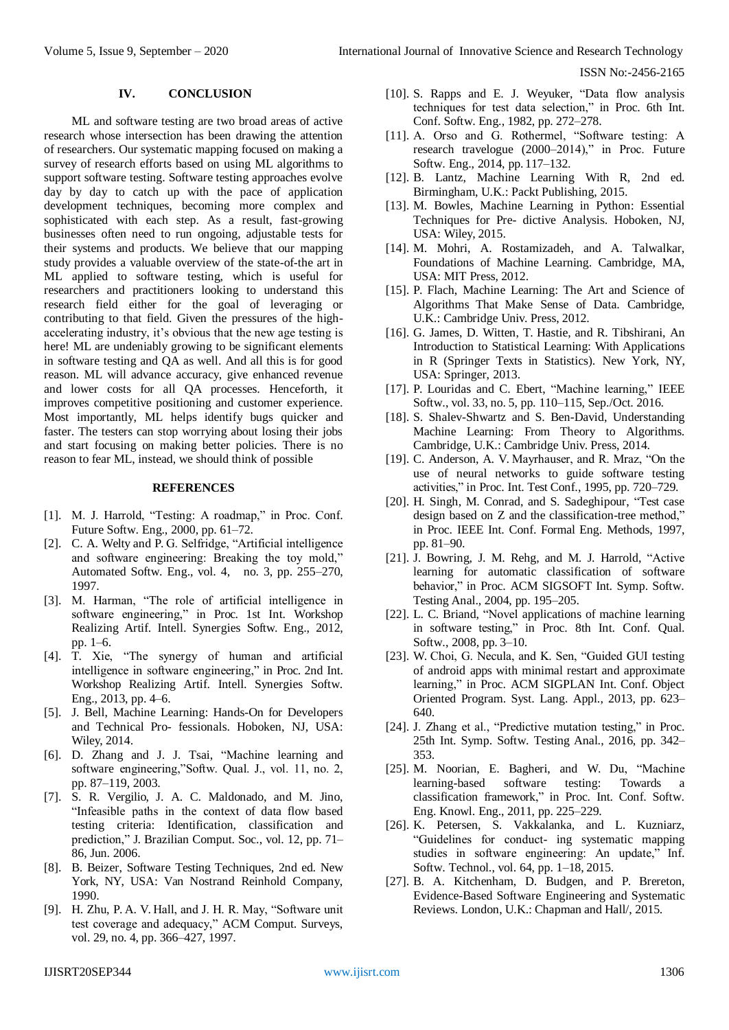## IV. CONCLUSION

ML and software testing are two broad areas of active research whose intersection has been drawing the attention of researchers. Our systematic mapping focused on making a survey of research efforts based on using ML algorithms to support software testing. Software testing approaches evolve day by day to catch up with the pace of application development techniques, becoming more complex and sophisticated with each step. As a result, fast-growing businesses often need to run ongoing, adjustable tests for their systems and products. We believe that our mapping study provides a valuable overview of the state-of-the art in ML applied to software testing, which is useful for researchers and practitioners looking to understand this research field either for the goal of leveraging or contributing to that field. Given the pressures of the high-accelerating industry, it's obvious that the new age testing is here! ML are undeniably growing to be significant elements in software testing and QA as well. And all this is for good reason. ML will advance accuracy, give enhanced revenue and lower costs for all QA processes. Henceforth, it improves competitive positioning and customer experience. Most importantly, ML helps identify bugs quicker and faster. The testers can stop worrying about losing their jobs and start focusing on making better policies. There is no reason to fear ML, instead, we should think of possible

## REFERENCES

- [1]. M. J. Harrold, "Testing: A roadmap," in Proc. Conf. Future Softw. Eng., 2000, pp. 61–72.
- [2]. C. A. Welty and P. G. Selfridge, "Artificial intelligence and software engineering: Breaking the toy mold," Automated Softw. Eng., vol. 4, no. 3, pp. 255–270, 1997.
- [3]. M. Harman, "The role of artificial intelligence in software engineering," in Proc. 1st Int. Workshop Realizing Artif. Intell. Synergies Softw. Eng., 2012, pp. 1–6.
- [4]. T. Xie, "The synergy of human and artificial intelligence in software engineering," in Proc. 2nd Int. Workshop Realizing Artif. Intell. Synergies Softw. Eng., 2013, pp. 4–6.
- [5]. J. Bell, Machine Learning: Hands-On for Developers and Technical Pro- fessionals. Hoboken, NJ, USA: Wiley, 2014.
- [6]. D. Zhang and J. J. Tsai, "Machine learning and software engineering,"Softw. Qual. J., vol. 11, no. 2, pp. 87–119, 2003.
- [7]. S. R. Vergilio, J. A. C. Maldonado, and M. Jino, "Infeasible paths in the context of data flow based testing criteria: Identification, classification and prediction," J. Brazilian Comput. Soc., vol. 12, pp. 71–86, Jun. 2006.
- [8]. B. Beizer, Software Testing Techniques, 2nd ed. New York, NY, USA: Van Nostrand Reinhold Company, 1990.
- [9]. H. Zhu, P. A. V. Hall, and J. H. R. May, "Software unit test coverage and adequacy," ACM Comput. Surveys, vol. 29, no. 4, pp. 366–427, 1997.
- [10]. S. Rapps and E. J. Weyuker, "Data flow analysis techniques for test data selection," in Proc. 6th Int. Conf. Softw. Eng., 1982, pp. 272–278.
- [11]. A. Orso and G. Rothermel, "Software testing: A research travelogue (2000–2014)," in Proc. Future Softw. Eng., 2014, pp. 117–132.
- [12]. B. Lantz, Machine Learning With R, 2nd ed. Birmingham, U.K.: Packt Publishing, 2015.
- [13]. M. Bowles, Machine Learning in Python: Essential Techniques for Pre- dictive Analysis. Hoboken, NJ, USA: Wiley, 2015.
- [14]. M. Mohri, A. Rostamizadeh, and A. Talwalkar, Foundations of Machine Learning. Cambridge, MA, USA: MIT Press, 2012.
- [15]. P. Flach, Machine Learning: The Art and Science of Algorithms That Make Sense of Data. Cambridge, U.K.: Cambridge Univ. Press, 2012.
- [16]. G. James, D. Witten, T. Hastie, and R. Tibshirani, An Introduction to Statistical Learning: With Applications in R (Springer Texts in Statistics). New York, NY, USA: Springer, 2013.
- [17]. P. Louridas and C. Ebert, "Machine learning," IEEE Softw., vol. 33, no. 5, pp. 110–115, Sep./Oct. 2016.
- [18]. S. Shalev-Shwartz and S. Ben-David, Understanding Machine Learning: From Theory to Algorithms. Cambridge, U.K.: Cambridge Univ. Press, 2014.
- [19]. C. Anderson, A. V. Mayrhauser, and R. Mraz, "On the use of neural networks to guide software testing activities," in Proc. Int. Test Conf., 1995, pp. 720–729.
- [20]. H. Singh, M. Conrad, and S. Sadeghipour, "Test case design based on Z and the classification-tree method," in Proc. IEEE Int. Conf. Formal Eng. Methods, 1997, pp. 81–90.
- [21]. J. Bowring, J. M. Rehg, and M. J. Harrold, "Active learning for automatic classification of software behavior," in Proc. ACM SIGSOFT Int. Symp. Softw. Testing Anal., 2004, pp. 195–205.
- [22]. L. C. Briand, "Novel applications of machine learning in software testing," in Proc. 8th Int. Conf. Qual. Softw., 2008, pp. 3–10.
- [23]. W. Choi, G. Necula, and K. Sen, "Guided GUI testing of android apps with minimal restart and approximate learning," in Proc. ACM SIGPLAN Int. Conf. Object Oriented Program. Syst. Lang. Appl., 2013, pp. 623–640.
- [24]. J. Zhang et al., "Predictive mutation testing," in Proc. 25th Int. Symp. Softw. Testing Anal., 2016, pp. 342–353.
- [25]. M. Noorian, E. Bagheri, and W. Du, "Machine learning-based software testing: Towards a classification framework," in Proc. Int. Conf. Softw. Eng. Knowl. Eng., 2011, pp. 225–229.
- [26]. K. Petersen, S. Vakkalanka, and L. Kuzniarz, "Guidelines for conduct- ing systematic mapping studies in software engineering: An update," Inf. Softw. Technol., vol. 64, pp. 1–18, 2015.
- [27]. B. A. Kitchenham, D. Budgen, and P. Brereton, Evidence-Based Software Engineering and Systematic Reviews. London, U.K.: Chapman and Hall/, 2015.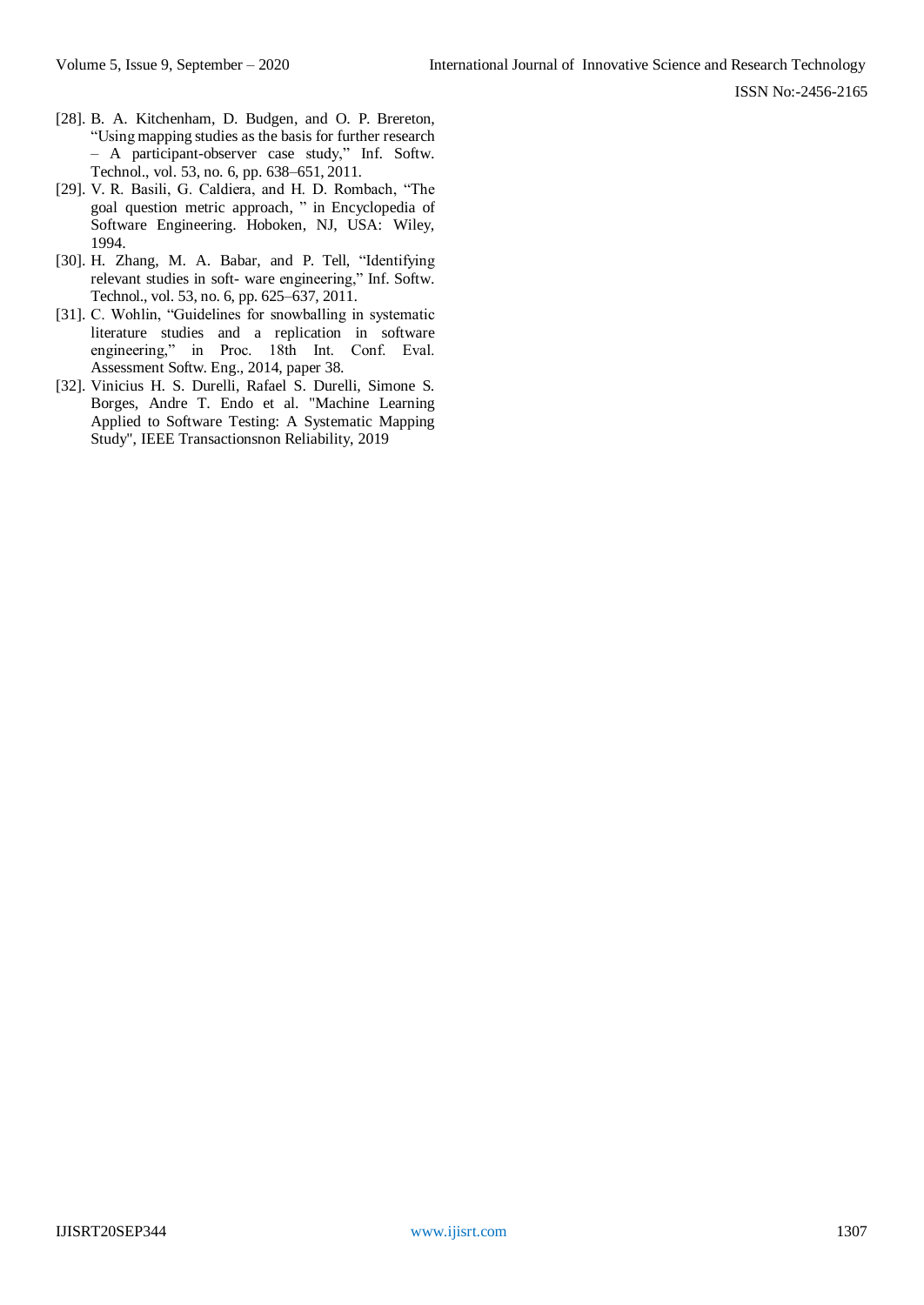[28]. B. A. Kitchenham, D. Budgen, and O. P. Brereton, “Using mapping studies as the basis for further research – A participant-observer case study,” Inf. Softw. Technol., vol. 53, no. 6, pp. 638–651, 2011.

[29]. V. R. Basili, G. Caldiera, and H. D. Rombach, “The goal question metric approach, ” in Encyclopedia of Software Engineering. Hoboken, NJ, USA: Wiley, 1994.

[30]. H. Zhang, M. A. Babar, and P. Tell, “Identifying relevant studies in soft- ware engineering,” Inf. Softw. Technol., vol. 53, no. 6, pp. 625–637, 2011.

[31]. C. Wohlin, “Guidelines for snowballing in systematic literature studies and a replication in software engineering,” in Proc. 18th Int. Conf. Eval. Assessment Softw. Eng., 2014, paper 38.

[32]. Vinicius H. S. Durelli, Rafael S. Durelli, Simone S. Borges, Andre T. Endo et al. "Machine Learning Applied to Software Testing: A Systematic Mapping Study", IEEE Transactionsnon Reliability, 2019